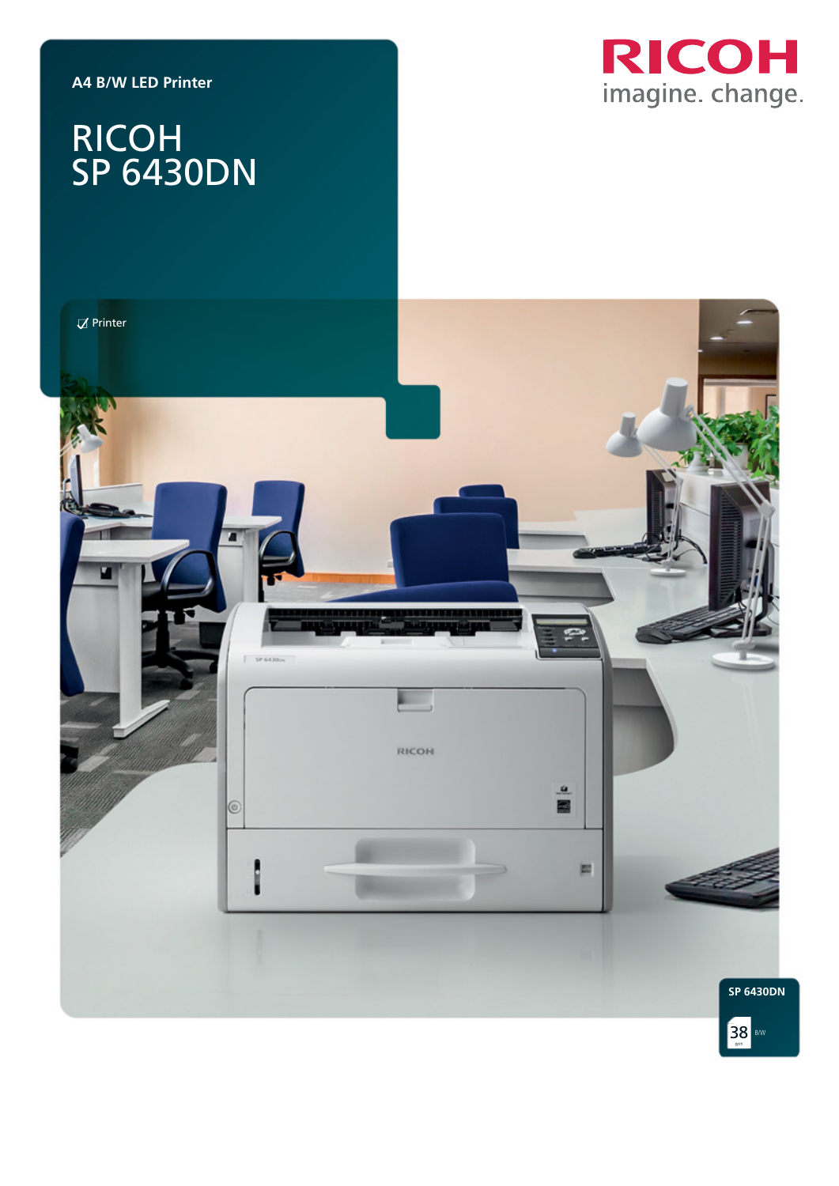A4 B/W LED Printer

# RICOH SP 6430DN

RICOH
imagine. change.

☑ Printer

SP 6430DN

38 ppm B/W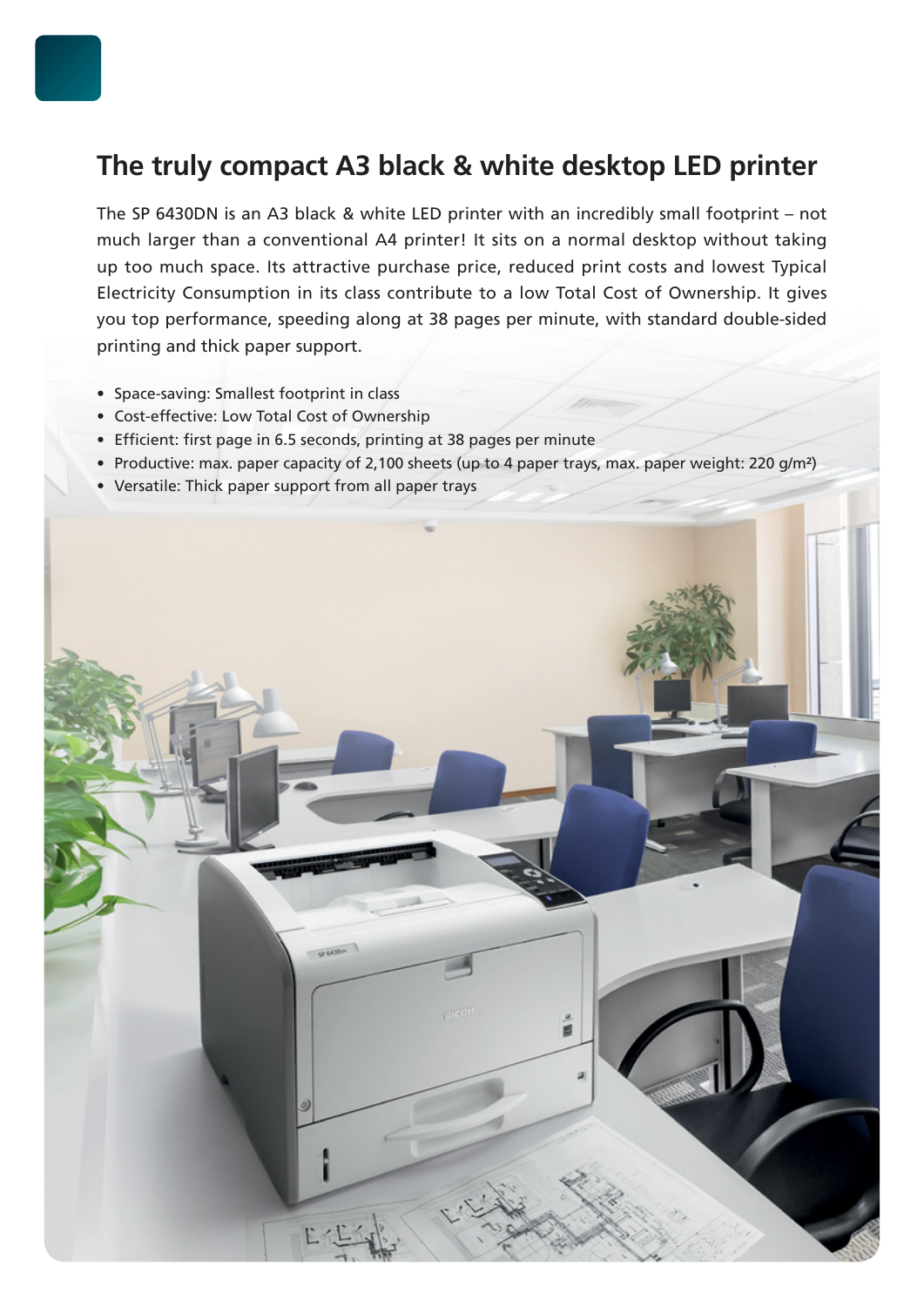## The truly compact A3 black & white desktop LED printer

The SP 6430DN is an A3 black & white LED printer with an incredibly small footprint – not much larger than a conventional A4 printer! It sits on a normal desktop without taking up too much space. Its attractive purchase price, reduced print costs and lowest Typical Electricity Consumption in its class contribute to a low Total Cost of Ownership. It gives you top performance, speeding along at 38 pages per minute, with standard double-sided printing and thick paper support.

- Space-saving: Smallest footprint in class
- Cost-effective: Low Total Cost of Ownership
- Efficient: first page in 6.5 seconds, printing at 38 pages per minute
- Productive: max. paper capacity of 2,100 sheets (up to 4 paper trays, max. paper weight: 220 g/m²)
- Versatile: Thick paper support from all paper trays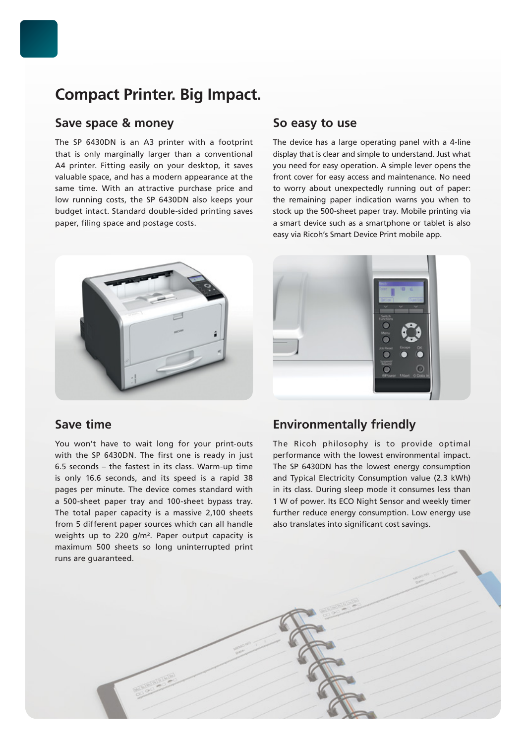# Compact Printer. Big Impact.

## Save space & money

The SP 6430DN is an A3 printer with a footprint that is only marginally larger than a conventional A4 printer. Fitting easily on your desktop, it saves valuable space, and has a modern appearance at the same time. With an attractive purchase price and low running costs, the SP 6430DN also keeps your budget intact. Standard double-sided printing saves paper, filing space and postage costs.

## So easy to use

The device has a large operating panel with a 4-line display that is clear and simple to understand. Just what you need for easy operation. A simple lever opens the front cover for easy access and maintenance. No need to worry about unexpectedly running out of paper: the remaining paper indication warns you when to stock up the 500-sheet paper tray. Mobile printing via a smart device such as a smartphone or tablet is also easy via Ricoh's Smart Device Print mobile app.

## Save time

You won't have to wait long for your print-outs with the SP 6430DN. The first one is ready in just 6.5 seconds – the fastest in its class. Warm-up time is only 16.6 seconds, and its speed is a rapid 38 pages per minute. The device comes standard with a 500-sheet paper tray and 100-sheet bypass tray. The total paper capacity is a massive 2,100 sheets from 5 different paper sources which can all handle weights up to 220 g/m². Paper output capacity is maximum 500 sheets so long uninterrupted print runs are guaranteed.

## Environmentally friendly

The Ricoh philosophy is to provide optimal performance with the lowest environmental impact. The SP 6430DN has the lowest energy consumption and Typical Electricity Consumption value (2.3 kWh) in its class. During sleep mode it consumes less than 1 W of power. Its ECO Night Sensor and weekly timer further reduce energy consumption. Low energy use also translates into significant cost savings.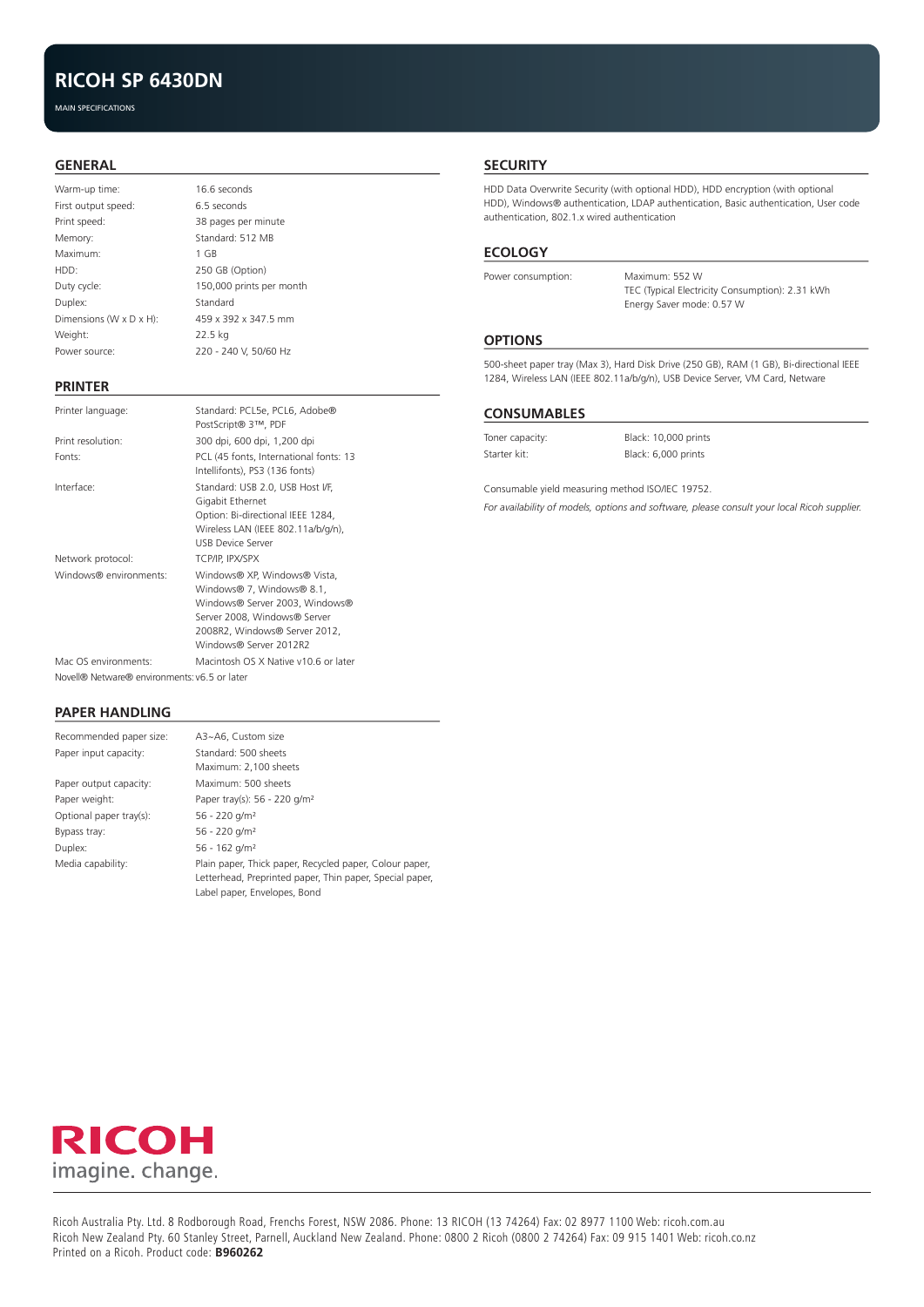# RICOH SP 6430DN

MAIN SPECIFICATIONS

## GENERAL

| | |
|---|---|
| Warm-up time: | 16.6 seconds |
| First output speed: | 6.5 seconds |
| Print speed: | 38 pages per minute |
| Memory: | Standard: 512 MB |
| Maximum: | 1 GB |
| HDD: | 250 GB (Option) |
| Duty cycle: | 150,000 prints per month |
| Duplex: | Standard |
| Dimensions (W x D x H): | 459 x 392 x 347.5 mm |
| Weight: | 22.5 kg |
| Power source: | 220 - 240 V, 50/60 Hz |

## PRINTER

| | |
|---|---|
| Printer language: | Standard: PCL5e, PCL6, Adobe® PostScript® 3™, PDF |
| Print resolution: | 300 dpi, 600 dpi, 1,200 dpi |
| Fonts: | PCL (45 fonts, International fonts: 13 Intellifonts), PS3 (136 fonts) |
| Interface: | Standard: USB 2.0, USB Host I/F, Gigabit Ethernet<br>Option: Bi-directional IEEE 1284, Wireless LAN (IEEE 802.11a/b/g/n), USB Device Server |
| Network protocol: | TCP/IP, IPX/SPX |
| Windows® environments: | Windows® XP, Windows® Vista, Windows® 7, Windows® 8.1, Windows® Server 2003, Windows® Server 2008, Windows® Server 2008R2, Windows® Server 2012, Windows® Server 2012R2 |
| Mac OS environments: | Macintosh OS X Native v10.6 or later |
| Novell® Netware® environments: | v6.5 or later |

## PAPER HANDLING

| | |
|---|---|
| Recommended paper size: | A3~A6, Custom size |
| Paper input capacity: | Standard: 500 sheets<br>Maximum: 2,100 sheets |
| Paper output capacity: | Maximum: 500 sheets |
| Paper weight: | Paper tray(s): 56 - 220 g/m² |
| Optional paper tray(s): | 56 - 220 g/m² |
| Bypass tray: | 56 - 220 g/m² |
| Duplex: | 56 - 162 g/m² |
| Media capability: | Plain paper, Thick paper, Recycled paper, Colour paper, Letterhead, Preprinted paper, Thin paper, Special paper, Label paper, Envelopes, Bond |

## SECURITY

HDD Data Overwrite Security (with optional HDD), HDD encryption (with optional HDD), Windows® authentication, LDAP authentication, Basic authentication, User code authentication, 802.1.x wired authentication

## ECOLOGY

| | |
|---|---|
| Power consumption: | Maximum: 552 W<br>TEC (Typical Electricity Consumption): 2.31 kWh<br>Energy Saver mode: 0.57 W |

## OPTIONS

500-sheet paper tray (Max 3), Hard Disk Drive (250 GB), RAM (1 GB), Bi-directional IEEE 1284, Wireless LAN (IEEE 802.11a/b/g/n), USB Device Server, VM Card, Netware

## CONSUMABLES

| | |
|---|---|
| Toner capacity: | Black: 10,000 prints |
| Starter kit: | Black: 6,000 prints |

Consumable yield measuring method ISO/IEC 19752.

*For availability of models, options and software, please consult your local Ricoh supplier.*

RICOH
imagine. change.

Ricoh Australia Pty. Ltd. 8 Rodborough Road, Frenchs Forest, NSW 2086. Phone: 13 RICOH (13 74264) Fax: 02 8977 1100 Web: ricoh.com.au
Ricoh New Zealand Pty. 60 Stanley Street, Parnell, Auckland New Zealand. Phone: 0800 2 Ricoh (0800 2 74264) Fax: 09 915 1401 Web: ricoh.co.nz
Printed on a Ricoh. Product code: **B960262**